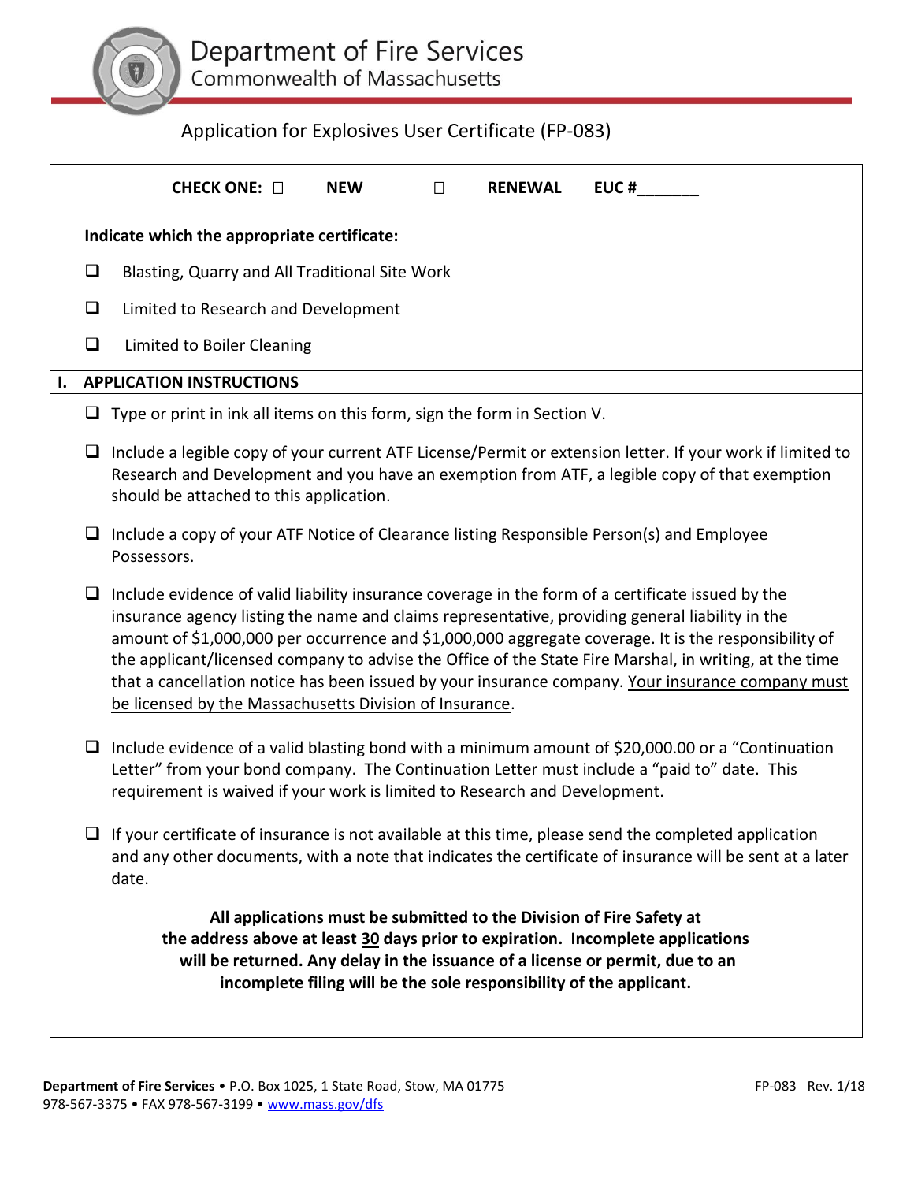# Department of Fire Services
## Commonwealth of Massachusetts

### Application for Explosives User Certificate (FP-083)

**CHECK ONE:** ☐ **NEW** ☐ **RENEWAL** **EUC #_______**

**Indicate which the appropriate certificate:**

- ☐ Blasting, Quarry and All Traditional Site Work
- ☐ Limited to Research and Development
- ☐ Limited to Boiler Cleaning

## I. APPLICATION INSTRUCTIONS

- ☐ Type or print in ink all items on this form, sign the form in Section V.
- ☐ Include a legible copy of your current ATF License/Permit or extension letter. If your work if limited to Research and Development and you have an exemption from ATF, a legible copy of that exemption should be attached to this application.
- ☐ Include a copy of your ATF Notice of Clearance listing Responsible Person(s) and Employee Possessors.
- ☐ Include evidence of valid liability insurance coverage in the form of a certificate issued by the insurance agency listing the name and claims representative, providing general liability in the amount of $1,000,000 per occurrence and $1,000,000 aggregate coverage. It is the responsibility of the applicant/licensed company to advise the Office of the State Fire Marshal, in writing, at the time that a cancellation notice has been issued by your insurance company. <u>Your insurance company must be licensed by the Massachusetts Division of Insurance</u>.
- ☐ Include evidence of a valid blasting bond with a minimum amount of $20,000.00 or a "Continuation Letter" from your bond company. The Continuation Letter must include a "paid to" date. This requirement is waived if your work is limited to Research and Development.
- ☐ If your certificate of insurance is not available at this time, please send the completed application and any other documents, with a note that indicates the certificate of insurance will be sent at a later date.

**All applications must be submitted to the Division of Fire Safety at the address above at least <u>30</u> days prior to expiration. Incomplete applications will be returned. Any delay in the issuance of a license or permit, due to an incomplete filing will be the sole responsibility of the applicant.**

**Department of Fire Services** • P.O. Box 1025, 1 State Road, Stow, MA 01775
978-567-3375 • FAX 978-567-3199 • www.mass.gov/dfs

FP-083 Rev. 1/18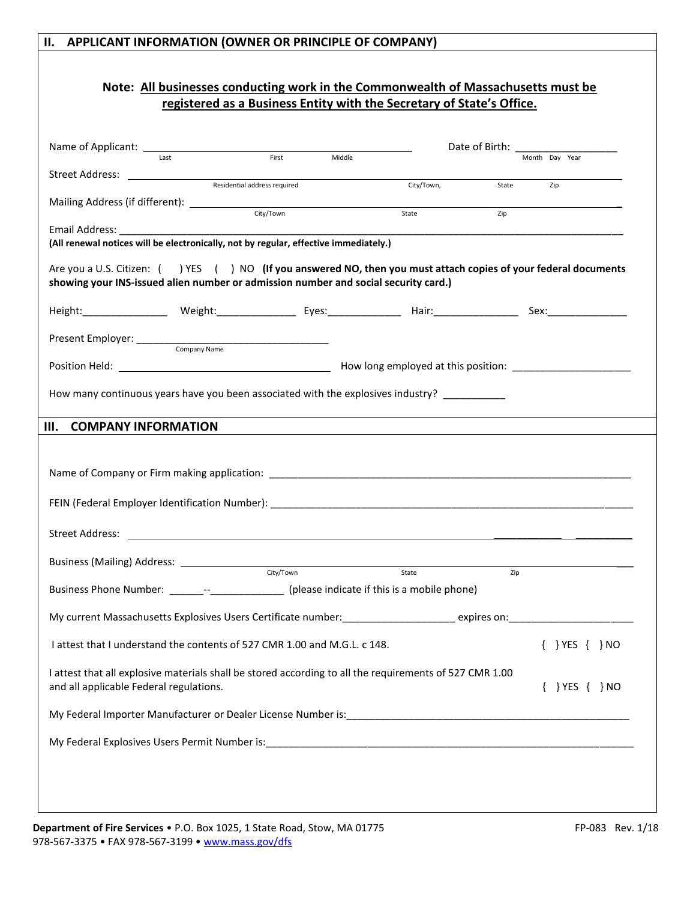## II. APPLICANT INFORMATION (OWNER OR PRINCIPLE OF COMPANY)

**Note: <u>All businesses conducting work in the Commonwealth of Massachusetts must be registered as a Business Entity with the Secretary of State's Office.</u>**

Name of Applicant: ______________________________ Date of Birth: __________________
Last First Middle Month Day Year

Street Address: ____________________________________________________________
Residential address required City/Town, State Zip

Mailing Address (if different): ______________________________________________
City/Town State Zip

Email Address: ____________________________________________________________
**(All renewal notices will be electronically, not by regular, effective immediately.)**

Are you a U.S. Citizen: ( ) YES ( ) NO **(If you answered NO, then you must attach copies of your federal documents showing your INS-issued alien number or admission number and social security card.)**

Height:_______________ Weight:______________ Eyes:_____________ Hair:_______________ Sex:______________

Present Employer: ________________________________
Company Name

Position Held: ________________________________ How long employed at this position: _____________________

How many continuous years have you been associated with the explosives industry? ___________

## III. COMPANY INFORMATION

Name of Company or Firm making application: ______________________________________________

FEIN (Federal Employer Identification Number): ____________________________________________

Street Address: ____________________________________________________________

Business (Mailing) Address: __________________________________________________
City/Town State Zip

Business Phone Number: ______--_____________ (please indicate if this is a mobile phone)

My current Massachusetts Explosives Users Certificate number:___________________ expires on:______________________

I attest that I understand the contents of 527 CMR 1.00 and M.G.L. c 148. { } YES { } NO

I attest that all explosive materials shall be stored according to all the requirements of 527 CMR 1.00 and all applicable Federal regulations. { } YES { } NO

My Federal Importer Manufacturer or Dealer License Number is:__________________________________________

My Federal Explosives Users Permit Number is:_____________________________________________________

**Department of Fire Services** • P.O. Box 1025, 1 State Road, Stow, MA 01775
978-567-3375 • FAX 978-567-3199 • www.mass.gov/dfs

FP-083 Rev. 1/18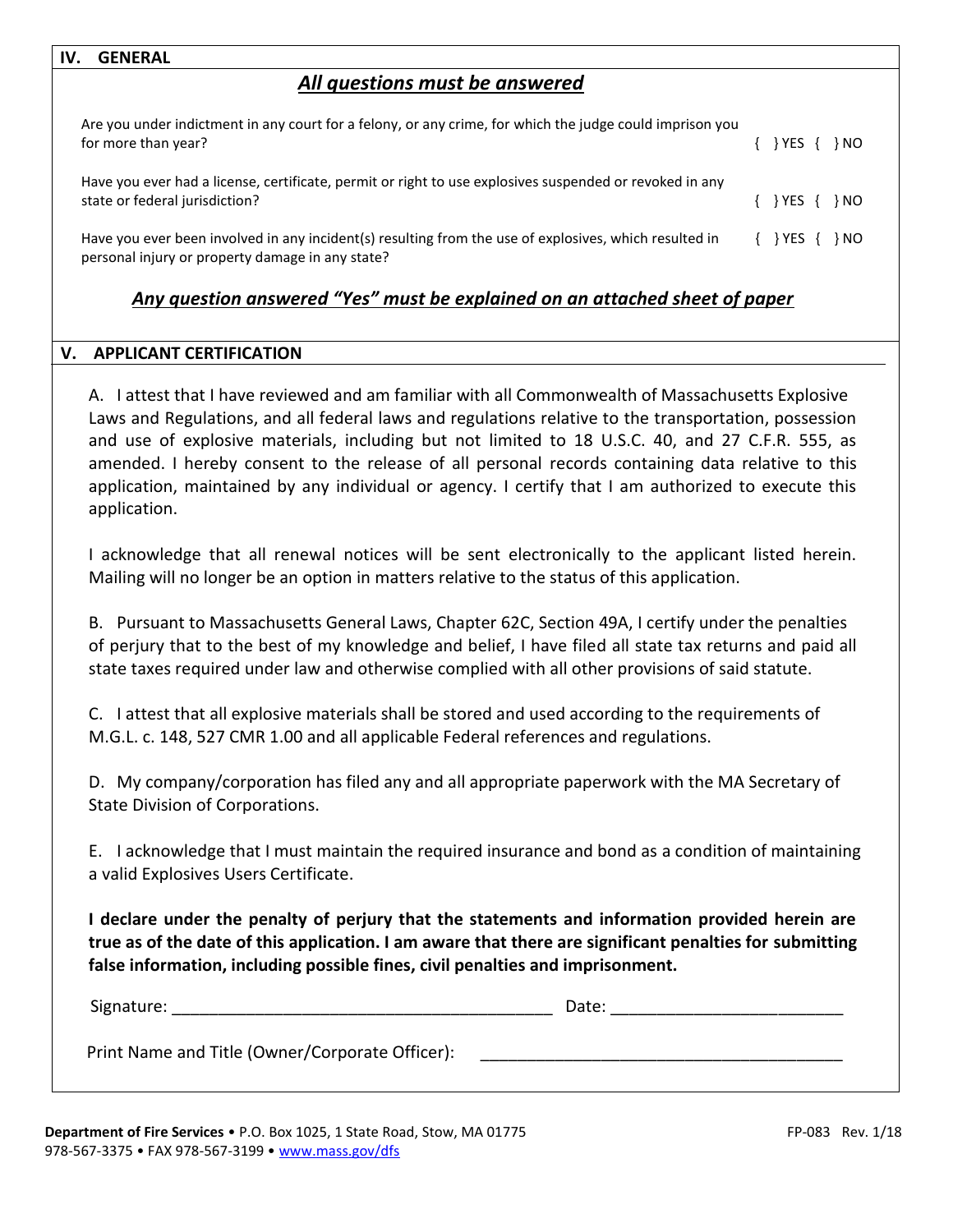## IV. GENERAL

***All questions must be answered***

| | |
|---|---|
| Are you under indictment in any court for a felony, or any crime, for which the judge could imprison you for more than year? | { } YES { } NO |
| Have you ever had a license, certificate, permit or right to use explosives suspended or revoked in any state or federal jurisdiction? | { } YES { } NO |
| Have you ever been involved in any incident(s) resulting from the use of explosives, which resulted in personal injury or property damage in any state? | { } YES { } NO |

***Any question answered "Yes" must be explained on an attached sheet of paper***

## V. APPLICANT CERTIFICATION

A. I attest that I have reviewed and am familiar with all Commonwealth of Massachusetts Explosive Laws and Regulations, and all federal laws and regulations relative to the transportation, possession and use of explosive materials, including but not limited to 18 U.S.C. 40, and 27 C.F.R. 555, as amended. I hereby consent to the release of all personal records containing data relative to this application, maintained by any individual or agency. I certify that I am authorized to execute this application.

I acknowledge that all renewal notices will be sent electronically to the applicant listed herein. Mailing will no longer be an option in matters relative to the status of this application.

B. Pursuant to Massachusetts General Laws, Chapter 62C, Section 49A, I certify under the penalties of perjury that to the best of my knowledge and belief, I have filed all state tax returns and paid all state taxes required under law and otherwise complied with all other provisions of said statute.

C. I attest that all explosive materials shall be stored and used according to the requirements of M.G.L. c. 148, 527 CMR 1.00 and all applicable Federal references and regulations.

D. My company/corporation has filed any and all appropriate paperwork with the MA Secretary of State Division of Corporations.

E. I acknowledge that I must maintain the required insurance and bond as a condition of maintaining a valid Explosives Users Certificate.

**I declare under the penalty of perjury that the statements and information provided herein are true as of the date of this application. I am aware that there are significant penalties for submitting false information, including possible fines, civil penalties and imprisonment.**

Signature: __________________________________________ Date: _________________________

Print Name and Title (Owner/Corporate Officer): ________________________________________

**Department of Fire Services** • P.O. Box 1025, 1 State Road, Stow, MA 01775
978-567-3375 • FAX 978-567-3199 • www.mass.gov/dfs

FP-083 Rev. 1/18